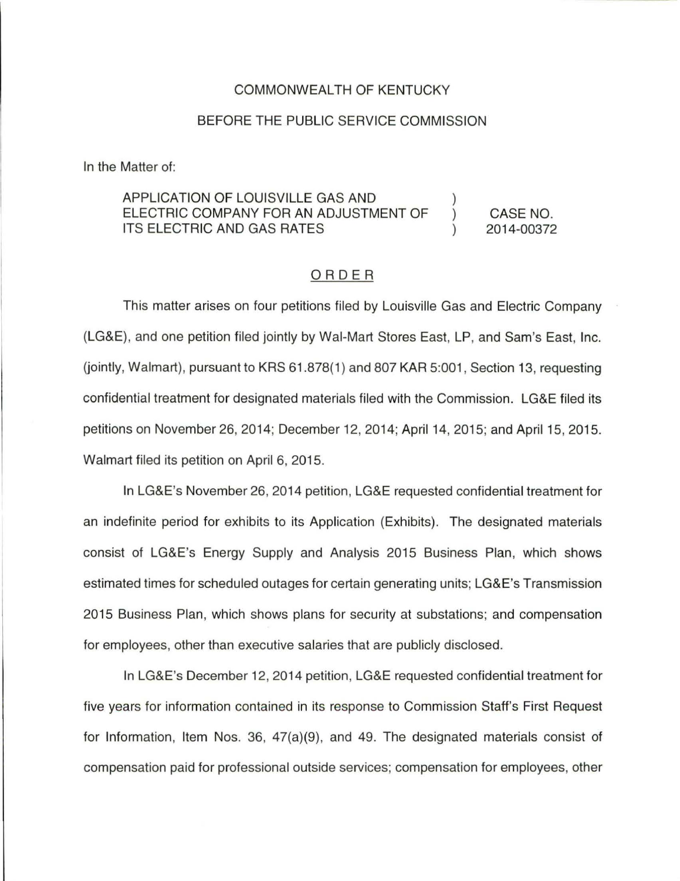COMMONWEALTH OF KENTUCKY

BEFORE THE PUBLIC SERVICE COMMISSION

In the Matter of:

| | | |
|---|---|---|
| APPLICATION OF LOUISVILLE GAS AND ELECTRIC COMPANY FOR AN ADJUSTMENT OF ITS ELECTRIC AND GAS RATES | ) ) ) | CASE NO. 2014-00372 |

## ORDER

This matter arises on four petitions filed by Louisville Gas and Electric Company (LG&E), and one petition filed jointly by Wal-Mart Stores East, LP, and Sam's East, Inc. (jointly, Walmart), pursuant to KRS 61.878(1) and 807 KAR 5:001, Section 13, requesting confidential treatment for designated materials filed with the Commission. LG&E filed its petitions on November 26, 2014; December 12, 2014; April 14, 2015; and April 15, 2015. Walmart filed its petition on April 6, 2015.

In LG&E's November 26, 2014 petition, LG&E requested confidential treatment for an indefinite period for exhibits to its Application (Exhibits). The designated materials consist of LG&E's Energy Supply and Analysis 2015 Business Plan, which shows estimated times for scheduled outages for certain generating units; LG&E's Transmission 2015 Business Plan, which shows plans for security at substations; and compensation for employees, other than executive salaries that are publicly disclosed.

In LG&E's December 12, 2014 petition, LG&E requested confidential treatment for five years for information contained in its response to Commission Staff's First Request for Information, Item Nos. 36, 47(a)(9), and 49. The designated materials consist of compensation paid for professional outside services; compensation for employees, other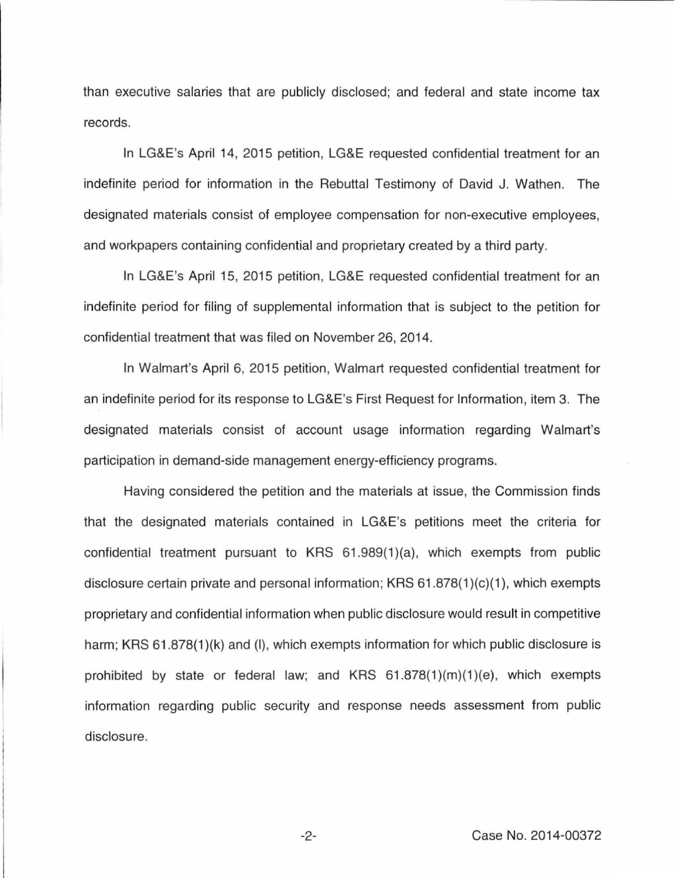than executive salaries that are publicly disclosed; and federal and state income tax records.

In LG&E's April 14, 2015 petition, LG&E requested confidential treatment for an indefinite period for information in the Rebuttal Testimony of David J. Wathen. The designated materials consist of employee compensation for non-executive employees, and workpapers containing confidential and proprietary created by a third party.

In LG&E's April 15, 2015 petition, LG&E requested confidential treatment for an indefinite period for filing of supplemental information that is subject to the petition for confidential treatment that was filed on November 26, 2014.

In Walmart's April 6, 2015 petition, Walmart requested confidential treatment for an indefinite period for its response to LG&E's First Request for Information, item 3. The designated materials consist of account usage information regarding Walmart's participation in demand-side management energy-efficiency programs.

Having considered the petition and the materials at issue, the Commission finds that the designated materials contained in LG&E's petitions meet the criteria for confidential treatment pursuant to KRS 61.989(1)(a), which exempts from public disclosure certain private and personal information; KRS 61.878(1)(c)(1), which exempts proprietary and confidential information when public disclosure would result in competitive harm; KRS 61.878(1)(k) and (l), which exempts information for which public disclosure is prohibited by state or federal law; and KRS 61.878(1)(m)(1)(e), which exempts information regarding public security and response needs assessment from public disclosure.

Case No. 2014-00372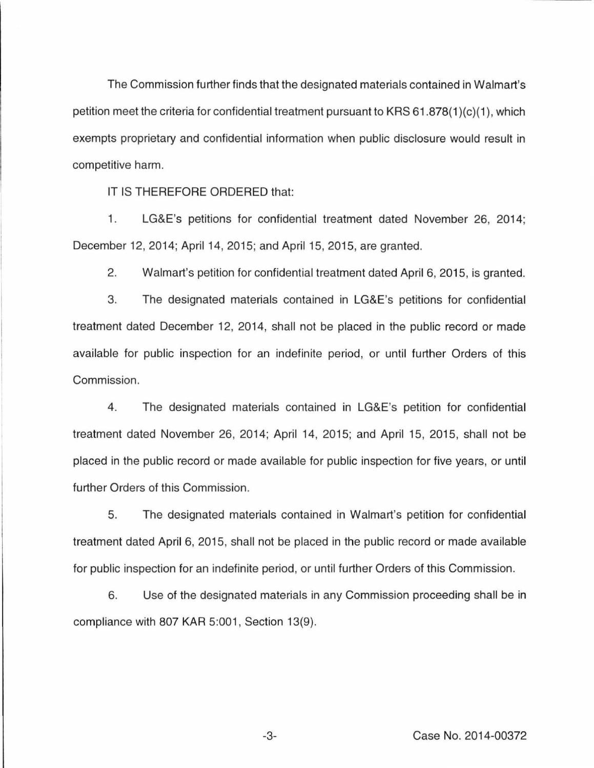The Commission further finds that the designated materials contained in Walmart's petition meet the criteria for confidential treatment pursuant to KRS 61.878(1)(c)(1), which exempts proprietary and confidential information when public disclosure would result in competitive harm.

IT IS THEREFORE ORDERED that:

1. LG&E's petitions for confidential treatment dated November 26, 2014; December 12, 2014; April 14, 2015; and April 15, 2015, are granted.

2. Walmart's petition for confidential treatment dated April 6, 2015, is granted.

3. The designated materials contained in LG&E's petitions for confidential treatment dated December 12, 2014, shall not be placed in the public record or made available for public inspection for an indefinite period, or until further Orders of this Commission.

4. The designated materials contained in LG&E's petition for confidential treatment dated November 26, 2014; April 14, 2015; and April 15, 2015, shall not be placed in the public record or made available for public inspection for five years, or until further Orders of this Commission.

5. The designated materials contained in Walmart's petition for confidential treatment dated April 6, 2015, shall not be placed in the public record or made available for public inspection for an indefinite period, or until further Orders of this Commission.

6. Use of the designated materials in any Commission proceeding shall be in compliance with 807 KAR 5:001, Section 13(9).

Case No. 2014-00372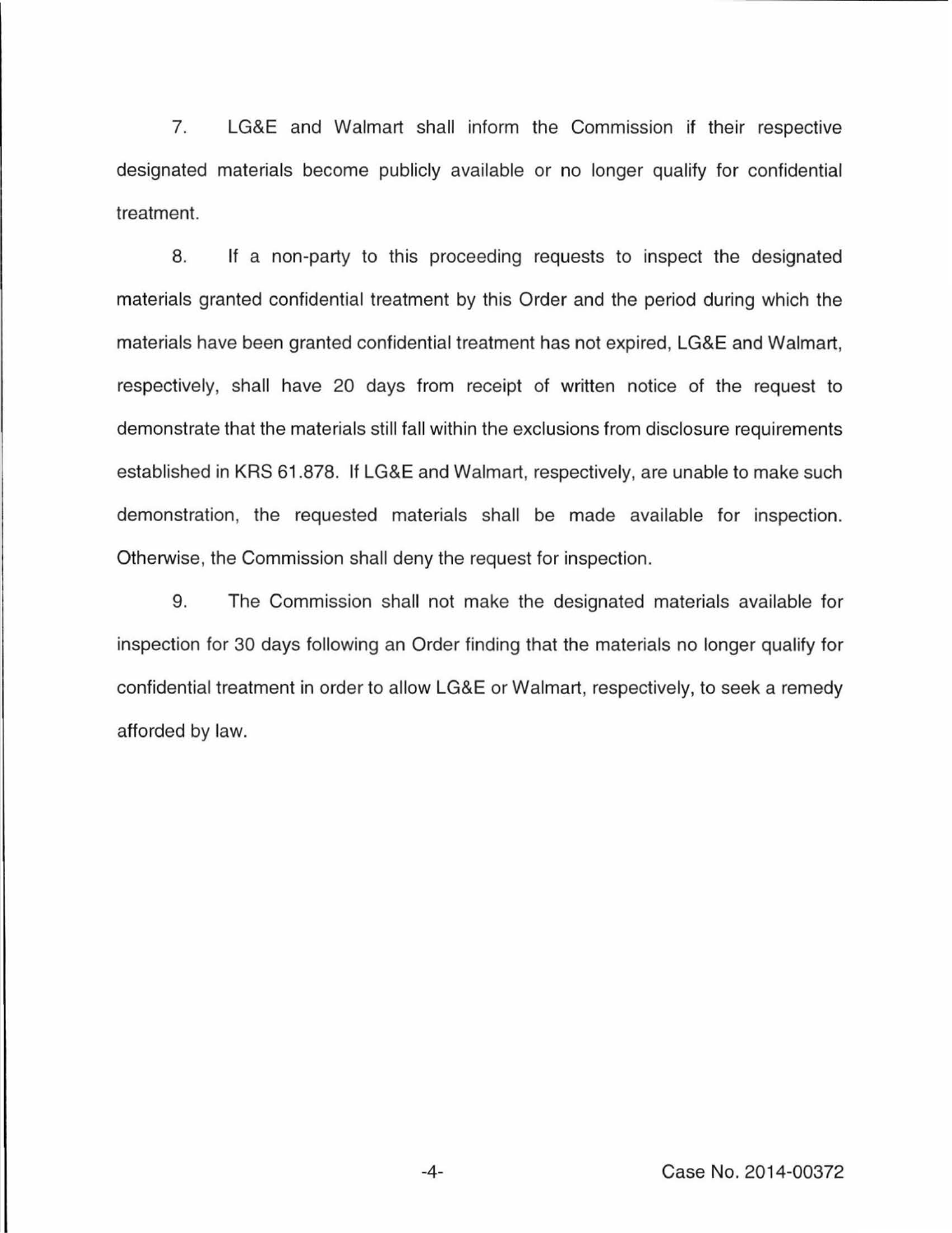7. LG&E and Walmart shall inform the Commission if their respective designated materials become publicly available or no longer qualify for confidential treatment.

8. If a non-party to this proceeding requests to inspect the designated materials granted confidential treatment by this Order and the period during which the materials have been granted confidential treatment has not expired, LG&E and Walmart, respectively, shall have 20 days from receipt of written notice of the request to demonstrate that the materials still fall within the exclusions from disclosure requirements established in KRS 61.878. If LG&E and Walmart, respectively, are unable to make such demonstration, the requested materials shall be made available for inspection. Otherwise, the Commission shall deny the request for inspection.

9. The Commission shall not make the designated materials available for inspection for 30 days following an Order finding that the materials no longer qualify for confidential treatment in order to allow LG&E or Walmart, respectively, to seek a remedy afforded by law.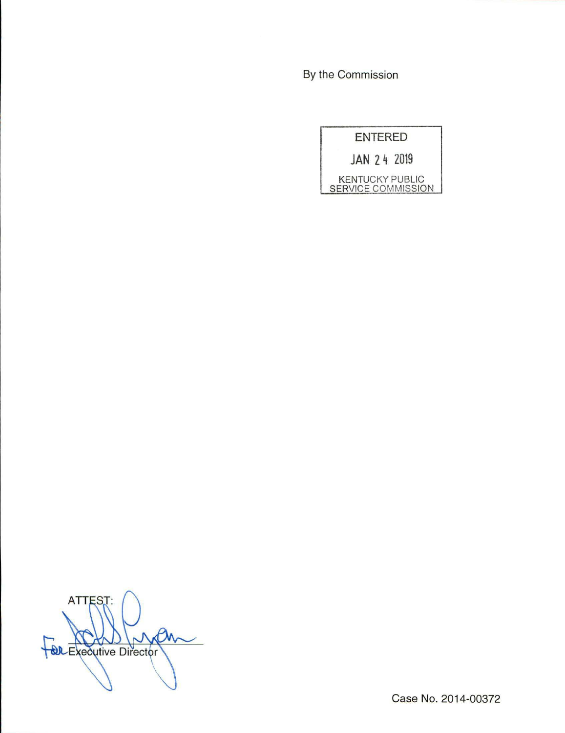By the Commission

ENTERED

JAN 24 2019

KENTUCKY PUBLIC SERVICE COMMISSION

ATTEST:

for Executive Director

Case No. 2014-00372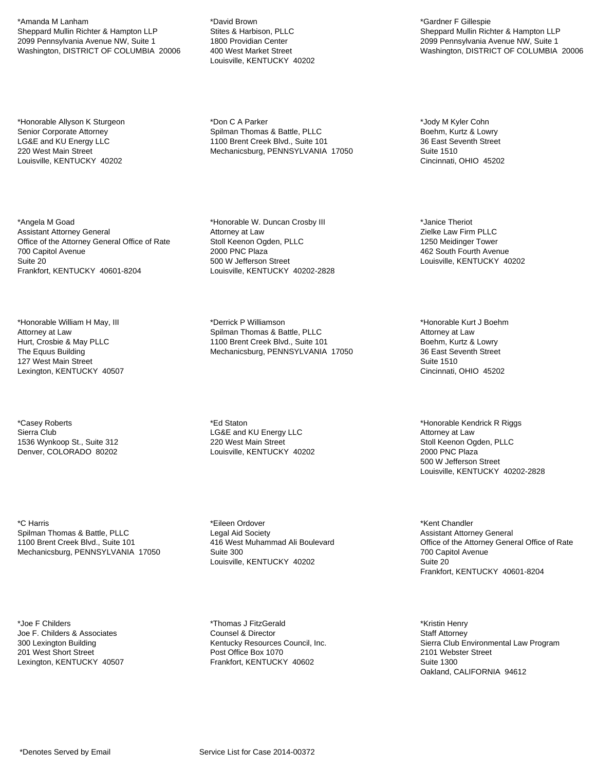*Amanda M Lanham
Sheppard Mullin Richter & Hampton LLP
2099 Pennsylvania Avenue NW, Suite 1
Washington, DISTRICT OF COLUMBIA  20006

*Honorable Allyson K Sturgeon
Senior Corporate Attorney
LG&E and KU Energy LLC
220 West Main Street
Louisville, KENTUCKY  40202

*Angela M Goad
Assistant Attorney General
Office of the Attorney General Office of Rate
700 Capitol Avenue
Suite 20
Frankfort, KENTUCKY  40601-8204

*Honorable William H May, III
Attorney at Law
Hurt, Crosbie & May PLLC
The Equus Building
127 West Main Street
Lexington, KENTUCKY  40507

*Casey Roberts
Sierra Club
1536 Wynkoop St., Suite 312
Denver, COLORADO  80202

*C Harris
Spilman Thomas & Battle, PLLC
1100 Brent Creek Blvd., Suite 101
Mechanicsburg, PENNSYLVANIA  17050

*Joe F Childers
Joe F. Childers & Associates
300 Lexington Building
201 West Short Street
Lexington, KENTUCKY  40507

*David Brown
Stites & Harbison, PLLC
1800 Providian Center
400 West Market Street
Louisville, KENTUCKY  40202

*Don C A Parker
Spilman Thomas & Battle, PLLC
1100 Brent Creek Blvd., Suite 101
Mechanicsburg, PENNSYLVANIA  17050

*Honorable W. Duncan Crosby III
Attorney at Law
Stoll Keenon Ogden, PLLC
2000 PNC Plaza
500 W Jefferson Street
Louisville, KENTUCKY  40202-2828

*Derrick P Williamson
Spilman Thomas & Battle, PLLC
1100 Brent Creek Blvd., Suite 101
Mechanicsburg, PENNSYLVANIA  17050

*Ed Staton
LG&E and KU Energy LLC
220 West Main Street
Louisville, KENTUCKY  40202

*Eileen Ordover
Legal Aid Society
416 West Muhammad Ali Boulevard
Suite 300
Louisville, KENTUCKY  40202

*Thomas J FitzGerald
Counsel & Director
Kentucky Resources Council, Inc.
Post Office Box 1070
Frankfort, KENTUCKY  40602

*Gardner F Gillespie
Sheppard Mullin Richter & Hampton LLP
2099 Pennsylvania Avenue NW, Suite 1
Washington, DISTRICT OF COLUMBIA  20006

*Jody M Kyler Cohn
Boehm, Kurtz & Lowry
36 East Seventh Street
Suite 1510
Cincinnati, OHIO  45202

*Janice Theriot
Zielke Law Firm PLLC
1250 Meidinger Tower
462 South Fourth Avenue
Louisville, KENTUCKY  40202

*Honorable Kurt J Boehm
Attorney at Law
Boehm, Kurtz & Lowry
36 East Seventh Street
Suite 1510
Cincinnati, OHIO  45202

*Honorable Kendrick R Riggs
Attorney at Law
Stoll Keenon Ogden, PLLC
2000 PNC Plaza
500 W Jefferson Street
Louisville, KENTUCKY  40202-2828

*Kent Chandler
Assistant Attorney General
Office of the Attorney General Office of Rate
700 Capitol Avenue
Suite 20
Frankfort, KENTUCKY  40601-8204

*Kristin Henry
Staff Attorney
Sierra Club Environmental Law Program
2101 Webster Street
Suite 1300
Oakland, CALIFORNIA  94612

*Denotes Served by Email

Service List for Case 2014-00372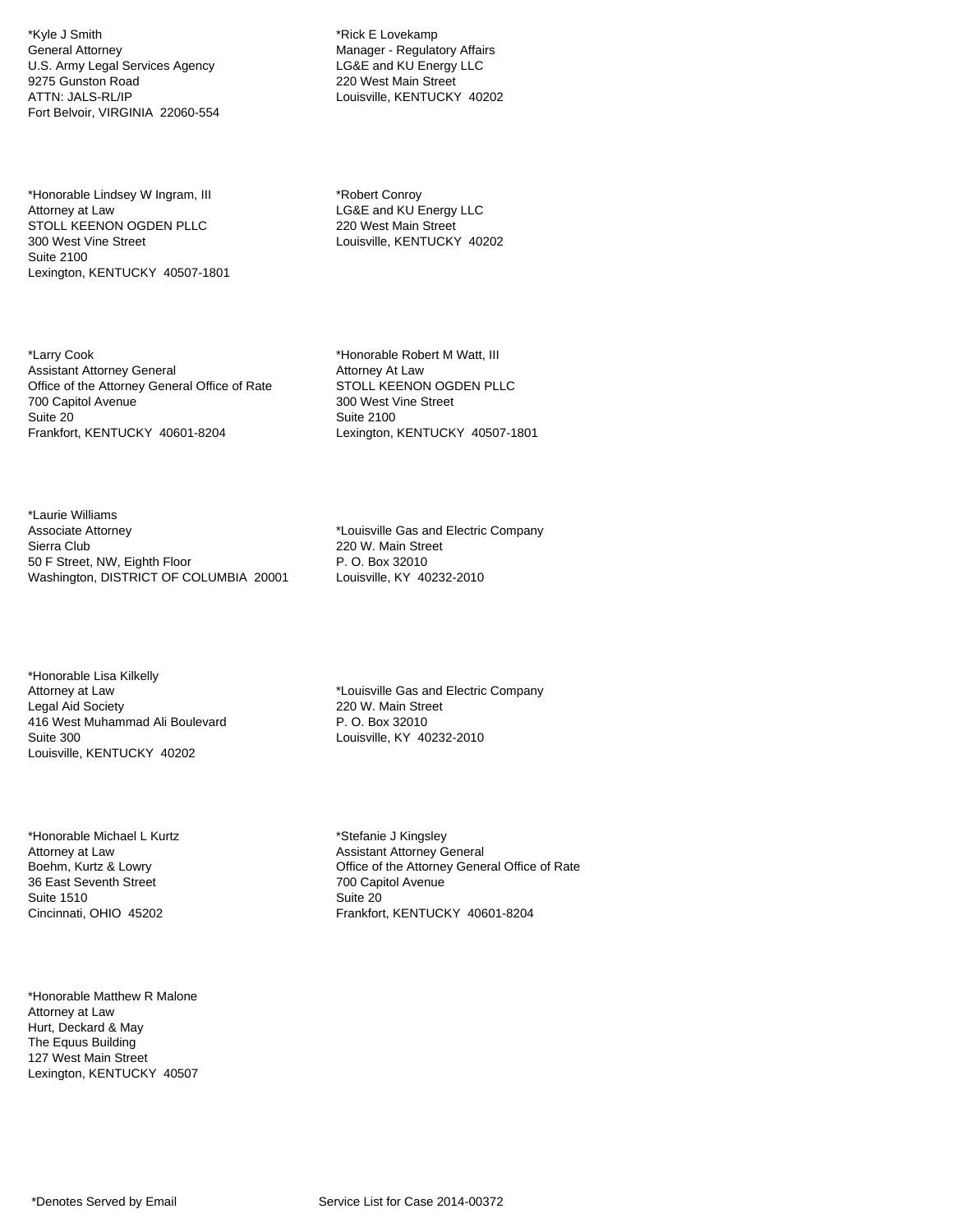*Kyle J Smith
General Attorney
U.S. Army Legal Services Agency
9275 Gunston Road
ATTN: JALS-RL/IP
Fort Belvoir, VIRGINIA  22060-554

*Honorable Lindsey W Ingram, III
Attorney at Law
STOLL KEENON OGDEN PLLC
300 West Vine Street
Suite 2100
Lexington, KENTUCKY  40507-1801

*Larry Cook
Assistant Attorney General
Office of the Attorney General Office of Rate
700 Capitol Avenue
Suite 20
Frankfort, KENTUCKY  40601-8204

*Laurie Williams
Associate Attorney
Sierra Club
50 F Street, NW, Eighth Floor
Washington, DISTRICT OF COLUMBIA  20001

*Honorable Lisa Kilkelly
Attorney at Law
Legal Aid Society
416 West Muhammad Ali Boulevard
Suite 300
Louisville, KENTUCKY  40202

*Honorable Michael L Kurtz
Attorney at Law
Boehm, Kurtz & Lowry
36 East Seventh Street
Suite 1510
Cincinnati, OHIO  45202

*Honorable Matthew R Malone
Attorney at Law
Hurt, Deckard & May
The Equus Building
127 West Main Street
Lexington, KENTUCKY  40507

*Rick E Lovekamp
Manager - Regulatory Affairs
LG&E and KU Energy LLC
220 West Main Street
Louisville, KENTUCKY  40202

*Robert Conroy
LG&E and KU Energy LLC
220 West Main Street
Louisville, KENTUCKY  40202

*Honorable Robert M Watt, III
Attorney At Law
STOLL KEENON OGDEN PLLC
300 West Vine Street
Suite 2100
Lexington, KENTUCKY  40507-1801

*Louisville Gas and Electric Company
220 W. Main Street
P. O. Box 32010
Louisville, KY  40232-2010

*Louisville Gas and Electric Company
220 W. Main Street
P. O. Box 32010
Louisville, KY  40232-2010

*Stefanie J Kingsley
Assistant Attorney General
Office of the Attorney General Office of Rate
700 Capitol Avenue
Suite 20
Frankfort, KENTUCKY  40601-8204

*Denotes Served by Email

Service List for Case 2014-00372